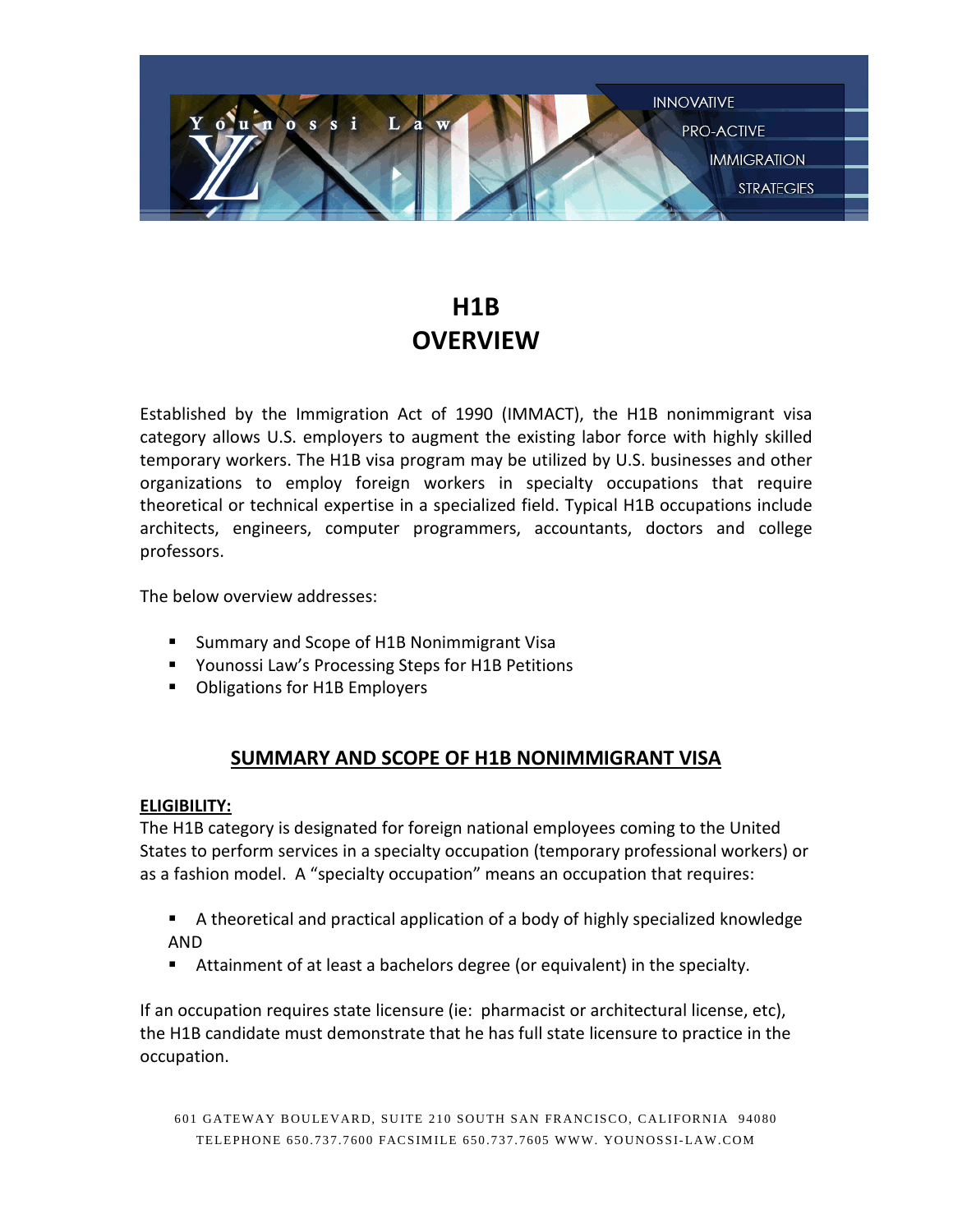# H1B OVERVIEW

Established by the Immigration Act of 1990 (IMMACT), the H1B nonimmigrant visa category allows U.S. employers to augment the existing labor force with highly skilled temporary workers. The H1B visa program may be utilized by U.S. businesses and other organizations to employ foreign workers in specialty occupations that require theoretical or technical expertise in a specialized field. Typical H1B occupations include architects, engineers, computer programmers, accountants, doctors and college professors.

The below overview addresses:

- Summary and Scope of H1B Nonimmigrant Visa
- Younossi Law's Processing Steps for H1B Petitions
- Obligations for H1B Employers

## SUMMARY AND SCOPE OF H1B NONIMMIGRANT VISA

**ELIGIBILITY:**

The H1B category is designated for foreign national employees coming to the United States to perform services in a specialty occupation (temporary professional workers) or as a fashion model. A "specialty occupation" means an occupation that requires:

- A theoretical and practical application of a body of highly specialized knowledge AND
- Attainment of at least a bachelors degree (or equivalent) in the specialty.

If an occupation requires state licensure (ie: pharmacist or architectural license, etc), the H1B candidate must demonstrate that he has full state licensure to practice in the occupation.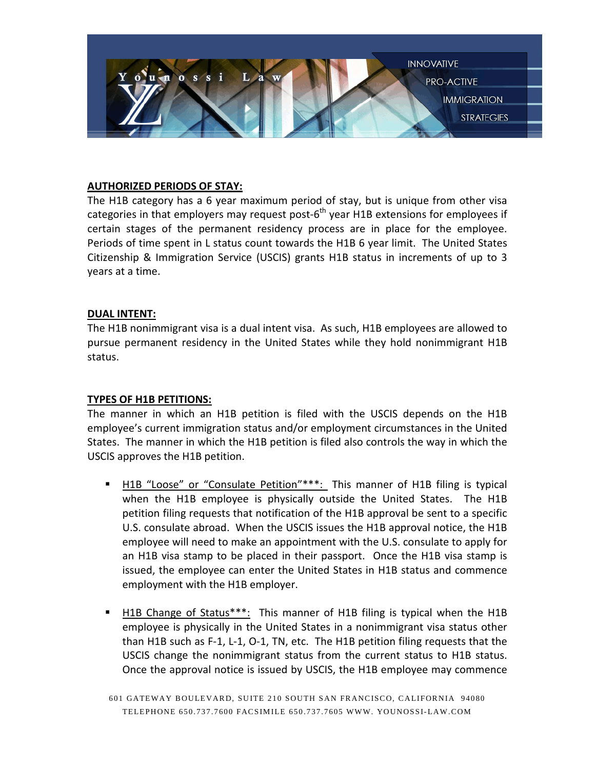## AUTHORIZED PERIODS OF STAY:

The H1B category has a 6 year maximum period of stay, but is unique from other visa categories in that employers may request post-6th year H1B extensions for employees if certain stages of the permanent residency process are in place for the employee. Periods of time spent in L status count towards the H1B 6 year limit. The United States Citizenship & Immigration Service (USCIS) grants H1B status in increments of up to 3 years at a time.

## DUAL INTENT:

The H1B nonimmigrant visa is a dual intent visa. As such, H1B employees are allowed to pursue permanent residency in the United States while they hold nonimmigrant H1B status.

## TYPES OF H1B PETITIONS:

The manner in which an H1B petition is filed with the USCIS depends on the H1B employee's current immigration status and/or employment circumstances in the United States. The manner in which the H1B petition is filed also controls the way in which the USCIS approves the H1B petition.

- H1B "Loose" or "Consulate Petition"***: This manner of H1B filing is typical when the H1B employee is physically outside the United States. The H1B petition filing requests that notification of the H1B approval be sent to a specific U.S. consulate abroad. When the USCIS issues the H1B approval notice, the H1B employee will need to make an appointment with the U.S. consulate to apply for an H1B visa stamp to be placed in their passport. Once the H1B visa stamp is issued, the employee can enter the United States in H1B status and commence employment with the H1B employer.

- H1B Change of Status***: This manner of H1B filing is typical when the H1B employee is physically in the United States in a nonimmigrant visa status other than H1B such as F-1, L-1, O-1, TN, etc. The H1B petition filing requests that the USCIS change the nonimmigrant status from the current status to H1B status. Once the approval notice is issued by USCIS, the H1B employee may commence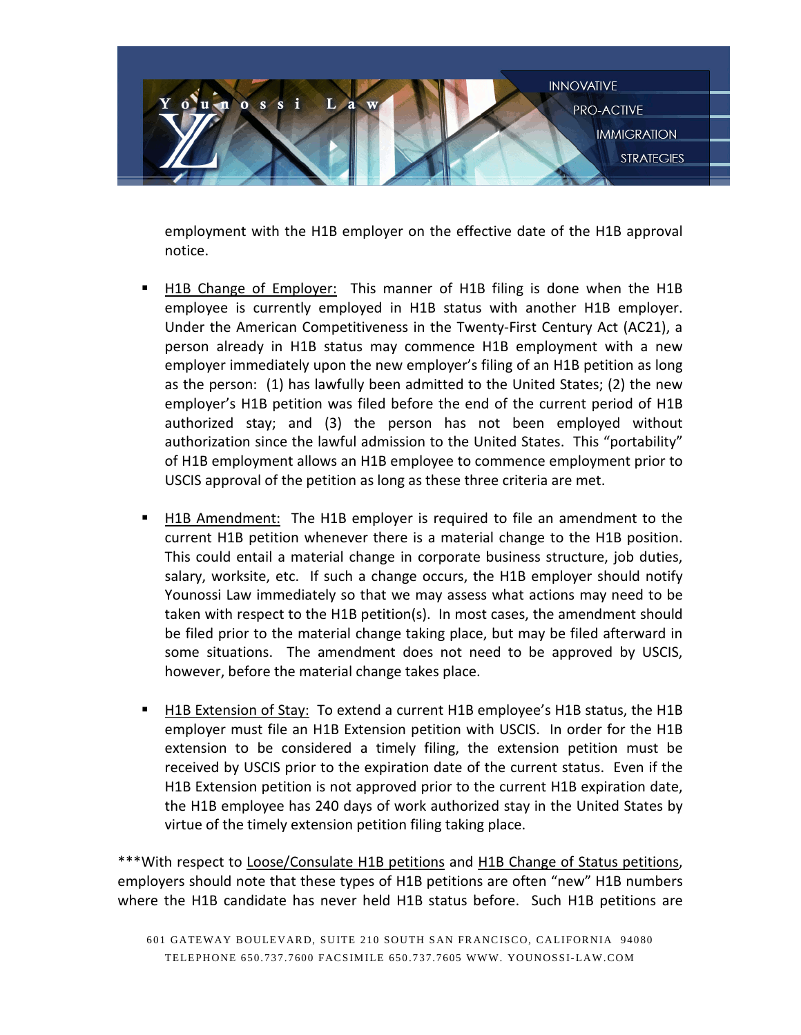employment with the H1B employer on the effective date of the H1B approval notice.

- H1B Change of Employer: This manner of H1B filing is done when the H1B employee is currently employed in H1B status with another H1B employer. Under the American Competitiveness in the Twenty-First Century Act (AC21), a person already in H1B status may commence H1B employment with a new employer immediately upon the new employer's filing of an H1B petition as long as the person: (1) has lawfully been admitted to the United States; (2) the new employer's H1B petition was filed before the end of the current period of H1B authorized stay; and (3) the person has not been employed without authorization since the lawful admission to the United States. This "portability" of H1B employment allows an H1B employee to commence employment prior to USCIS approval of the petition as long as these three criteria are met.

- H1B Amendment: The H1B employer is required to file an amendment to the current H1B petition whenever there is a material change to the H1B position. This could entail a material change in corporate business structure, job duties, salary, worksite, etc. If such a change occurs, the H1B employer should notify Younossi Law immediately so that we may assess what actions may need to be taken with respect to the H1B petition(s). In most cases, the amendment should be filed prior to the material change taking place, but may be filed afterward in some situations. The amendment does not need to be approved by USCIS, however, before the material change takes place.

- H1B Extension of Stay: To extend a current H1B employee's H1B status, the H1B employer must file an H1B Extension petition with USCIS. In order for the H1B extension to be considered a timely filing, the extension petition must be received by USCIS prior to the expiration date of the current status. Even if the H1B Extension petition is not approved prior to the current H1B expiration date, the H1B employee has 240 days of work authorized stay in the United States by virtue of the timely extension petition filing taking place.

***With respect to Loose/Consulate H1B petitions and H1B Change of Status petitions, employers should note that these types of H1B petitions are often "new" H1B numbers where the H1B candidate has never held H1B status before. Such H1B petitions are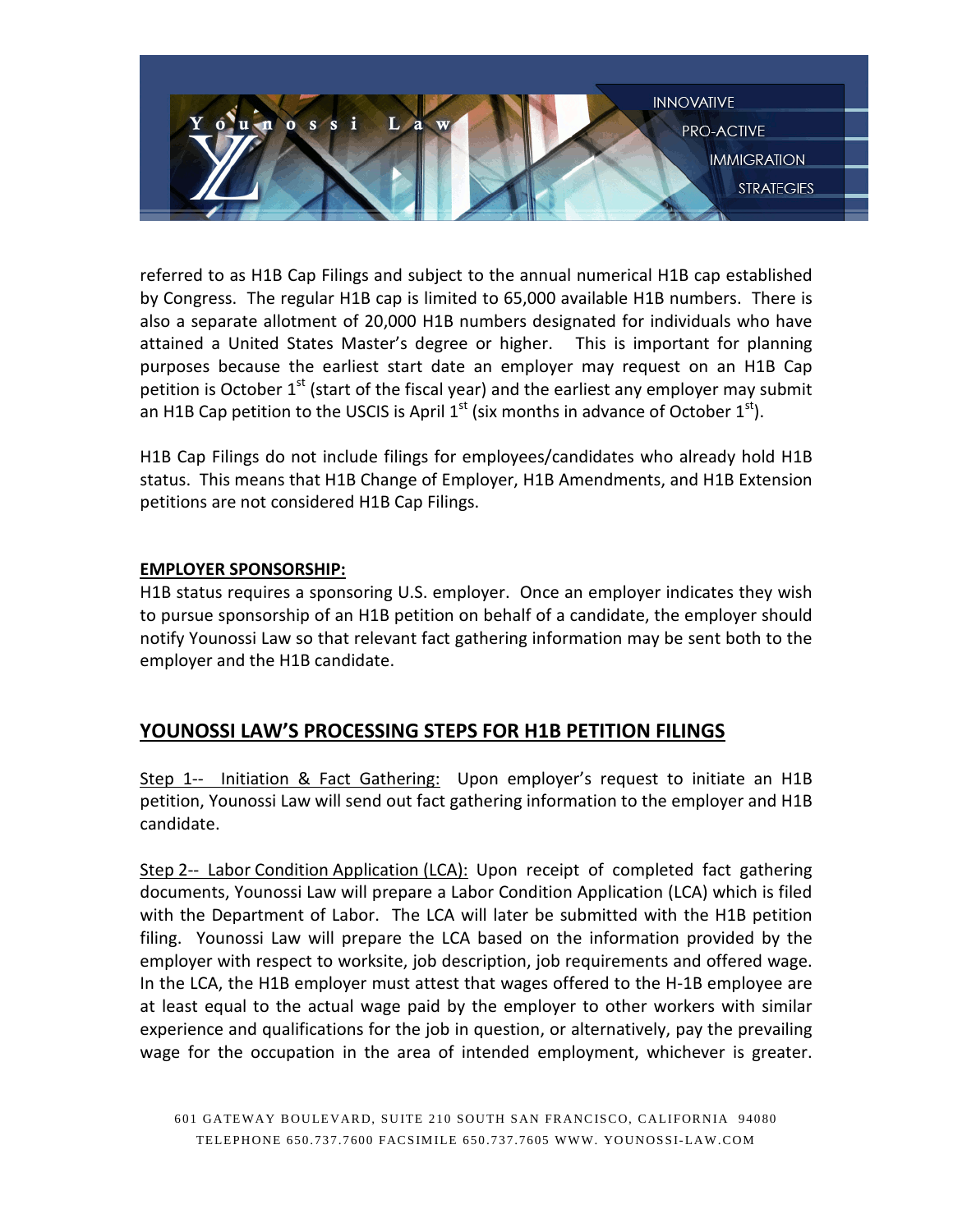referred to as H1B Cap Filings and subject to the annual numerical H1B cap established by Congress. The regular H1B cap is limited to 65,000 available H1B numbers. There is also a separate allotment of 20,000 H1B numbers designated for individuals who have attained a United States Master's degree or higher. This is important for planning purposes because the earliest start date an employer may request on an H1B Cap petition is October 1st (start of the fiscal year) and the earliest any employer may submit an H1B Cap petition to the USCIS is April 1st (six months in advance of October 1st).

H1B Cap Filings do not include filings for employees/candidates who already hold H1B status. This means that H1B Change of Employer, H1B Amendments, and H1B Extension petitions are not considered H1B Cap Filings.

**EMPLOYER SPONSORSHIP:**

H1B status requires a sponsoring U.S. employer. Once an employer indicates they wish to pursue sponsorship of an H1B petition on behalf of a candidate, the employer should notify Younossi Law so that relevant fact gathering information may be sent both to the employer and the H1B candidate.

## YOUNOSSI LAW'S PROCESSING STEPS FOR H1B PETITION FILINGS

Step 1-- Initiation & Fact Gathering: Upon employer's request to initiate an H1B petition, Younossi Law will send out fact gathering information to the employer and H1B candidate.

Step 2-- Labor Condition Application (LCA): Upon receipt of completed fact gathering documents, Younossi Law will prepare a Labor Condition Application (LCA) which is filed with the Department of Labor. The LCA will later be submitted with the H1B petition filing. Younossi Law will prepare the LCA based on the information provided by the employer with respect to worksite, job description, job requirements and offered wage. In the LCA, the H1B employer must attest that wages offered to the H-1B employee are at least equal to the actual wage paid by the employer to other workers with similar experience and qualifications for the job in question, or alternatively, pay the prevailing wage for the occupation in the area of intended employment, whichever is greater.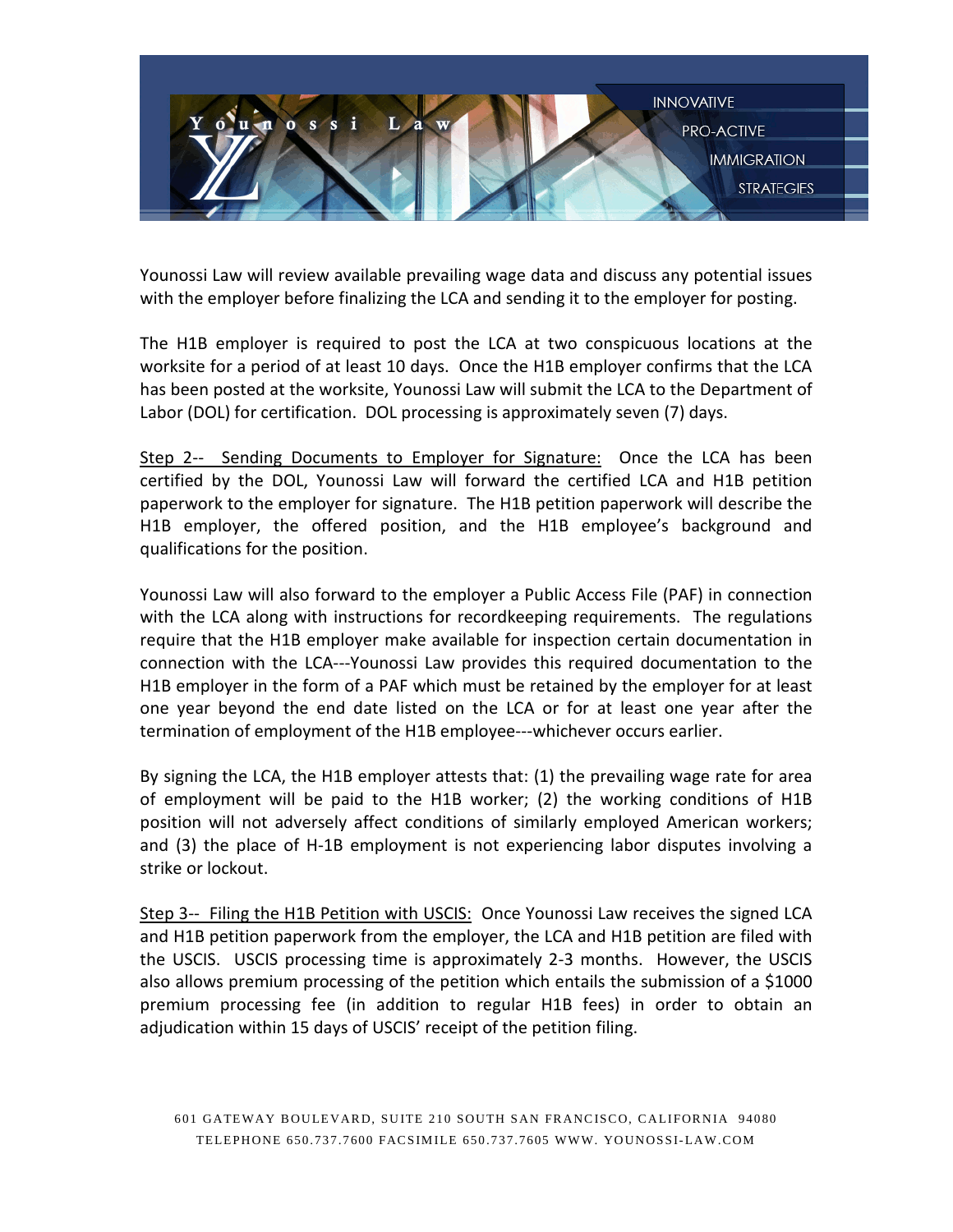Younossi Law will review available prevailing wage data and discuss any potential issues with the employer before finalizing the LCA and sending it to the employer for posting.

The H1B employer is required to post the LCA at two conspicuous locations at the worksite for a period of at least 10 days. Once the H1B employer confirms that the LCA has been posted at the worksite, Younossi Law will submit the LCA to the Department of Labor (DOL) for certification. DOL processing is approximately seven (7) days.

<u>Step 2-- Sending Documents to Employer for Signature:</u> Once the LCA has been certified by the DOL, Younossi Law will forward the certified LCA and H1B petition paperwork to the employer for signature. The H1B petition paperwork will describe the H1B employer, the offered position, and the H1B employee's background and qualifications for the position.

Younossi Law will also forward to the employer a Public Access File (PAF) in connection with the LCA along with instructions for recordkeeping requirements. The regulations require that the H1B employer make available for inspection certain documentation in connection with the LCA---Younossi Law provides this required documentation to the H1B employer in the form of a PAF which must be retained by the employer for at least one year beyond the end date listed on the LCA or for at least one year after the termination of employment of the H1B employee---whichever occurs earlier.

By signing the LCA, the H1B employer attests that: (1) the prevailing wage rate for area of employment will be paid to the H1B worker; (2) the working conditions of H1B position will not adversely affect conditions of similarly employed American workers; and (3) the place of H-1B employment is not experiencing labor disputes involving a strike or lockout.

<u>Step 3-- Filing the H1B Petition with USCIS:</u> Once Younossi Law receives the signed LCA and H1B petition paperwork from the employer, the LCA and H1B petition are filed with the USCIS. USCIS processing time is approximately 2-3 months. However, the USCIS also allows premium processing of the petition which entails the submission of a $1000 premium processing fee (in addition to regular H1B fees) in order to obtain an adjudication within 15 days of USCIS' receipt of the petition filing.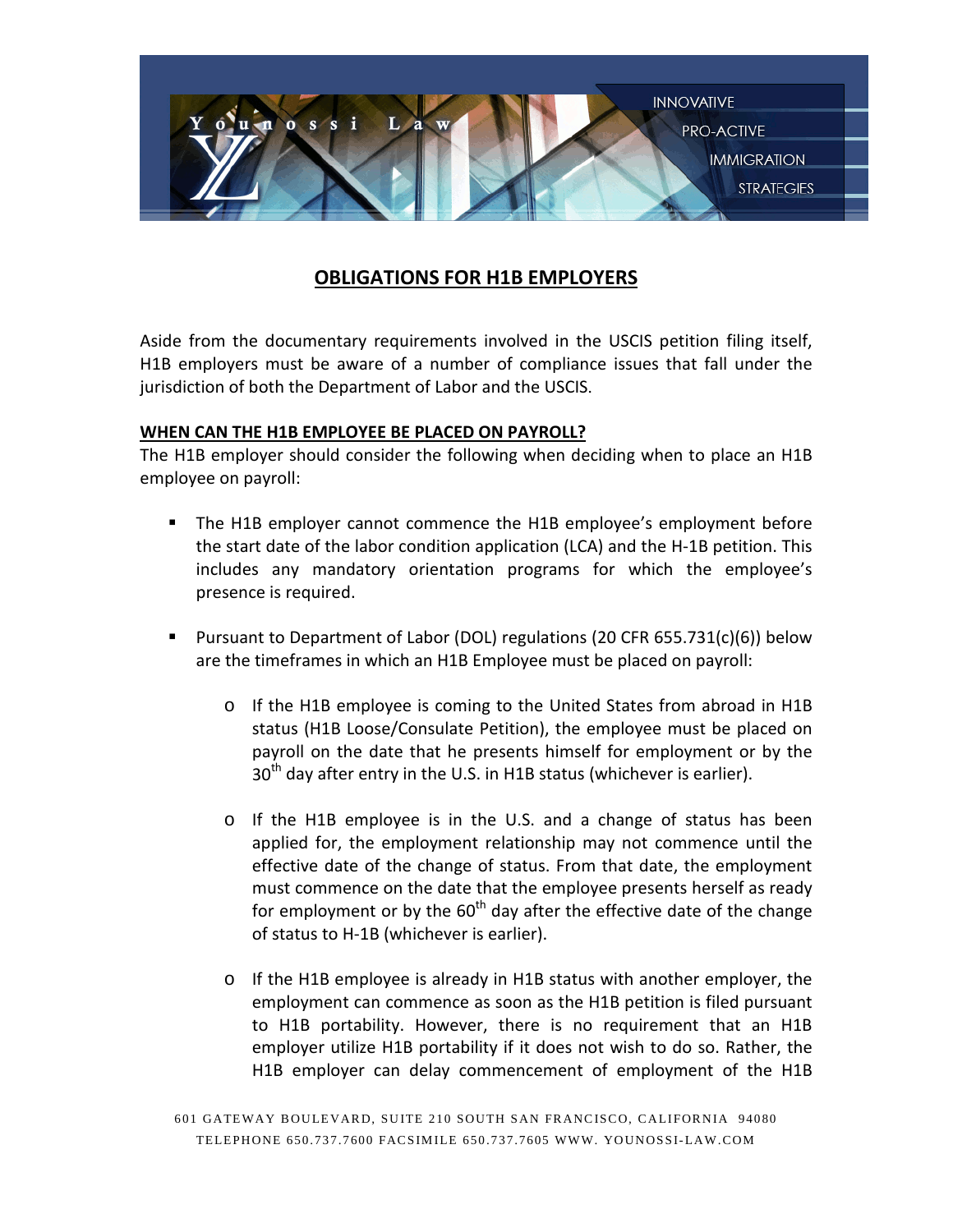## OBLIGATIONS FOR H1B EMPLOYERS

Aside from the documentary requirements involved in the USCIS petition filing itself, H1B employers must be aware of a number of compliance issues that fall under the jurisdiction of both the Department of Labor and the USCIS.

### WHEN CAN THE H1B EMPLOYEE BE PLACED ON PAYROLL?

The H1B employer should consider the following when deciding when to place an H1B employee on payroll:

- The H1B employer cannot commence the H1B employee's employment before the start date of the labor condition application (LCA) and the H-1B petition. This includes any mandatory orientation programs for which the employee's presence is required.

- Pursuant to Department of Labor (DOL) regulations (20 CFR 655.731(c)(6)) below are the timeframes in which an H1B Employee must be placed on payroll:

  - If the H1B employee is coming to the United States from abroad in H1B status (H1B Loose/Consulate Petition), the employee must be placed on payroll on the date that he presents himself for employment or by the 30th day after entry in the U.S. in H1B status (whichever is earlier).

  - If the H1B employee is in the U.S. and a change of status has been applied for, the employment relationship may not commence until the effective date of the change of status. From that date, the employment must commence on the date that the employee presents herself as ready for employment or by the 60th day after the effective date of the change of status to H-1B (whichever is earlier).

  - If the H1B employee is already in H1B status with another employer, the employment can commence as soon as the H1B petition is filed pursuant to H1B portability. However, there is no requirement that an H1B employer utilize H1B portability if it does not wish to do so. Rather, the H1B employer can delay commencement of employment of the H1B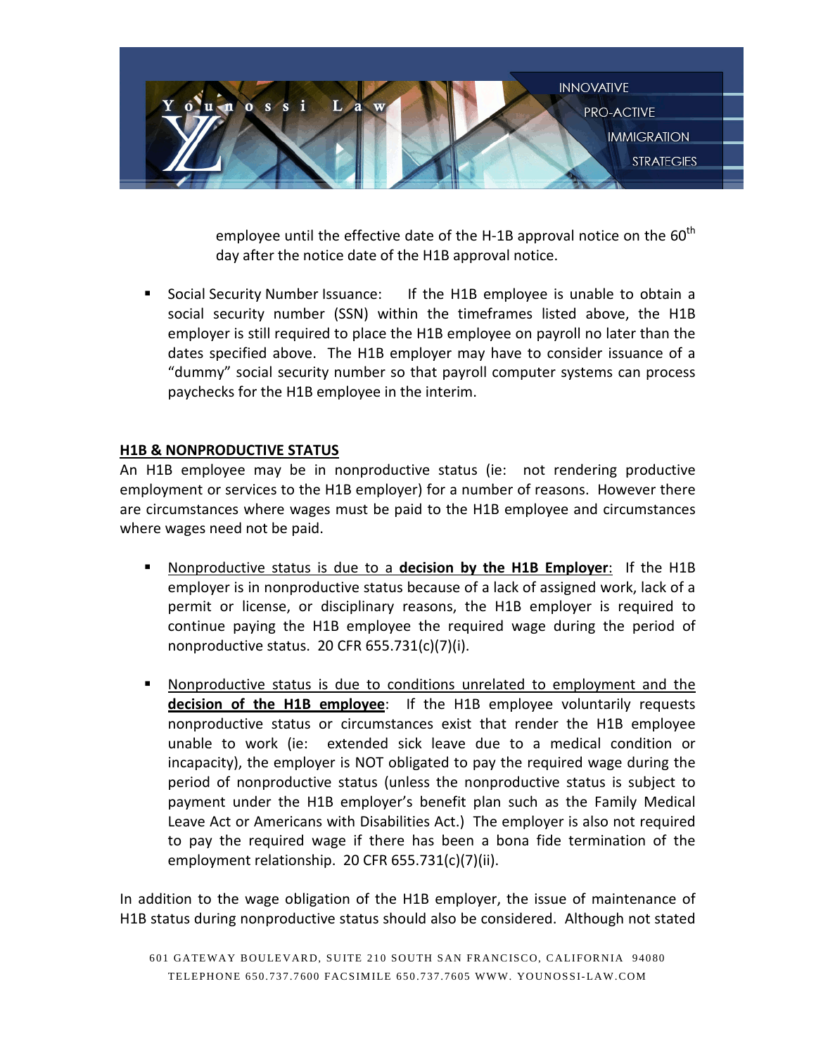employee until the effective date of the H-1B approval notice on the 60th day after the notice date of the H1B approval notice.

- Social Security Number Issuance: If the H1B employee is unable to obtain a social security number (SSN) within the timeframes listed above, the H1B employer is still required to place the H1B employee on payroll no later than the dates specified above. The H1B employer may have to consider issuance of a "dummy" social security number so that payroll computer systems can process paychecks for the H1B employee in the interim.

## H1B & NONPRODUCTIVE STATUS

An H1B employee may be in nonproductive status (ie: not rendering productive employment or services to the H1B employer) for a number of reasons. However there are circumstances where wages must be paid to the H1B employee and circumstances where wages need not be paid.

- Nonproductive status is due to a **decision by the H1B Employer**: If the H1B employer is in nonproductive status because of a lack of assigned work, lack of a permit or license, or disciplinary reasons, the H1B employer is required to continue paying the H1B employee the required wage during the period of nonproductive status. 20 CFR 655.731(c)(7)(i).

- Nonproductive status is due to conditions unrelated to employment and the **decision of the H1B employee**: If the H1B employee voluntarily requests nonproductive status or circumstances exist that render the H1B employee unable to work (ie: extended sick leave due to a medical condition or incapacity), the employer is NOT obligated to pay the required wage during the period of nonproductive status (unless the nonproductive status is subject to payment under the H1B employer's benefit plan such as the Family Medical Leave Act or Americans with Disabilities Act.) The employer is also not required to pay the required wage if there has been a bona fide termination of the employment relationship. 20 CFR 655.731(c)(7)(ii).

In addition to the wage obligation of the H1B employer, the issue of maintenance of H1B status during nonproductive status should also be considered. Although not stated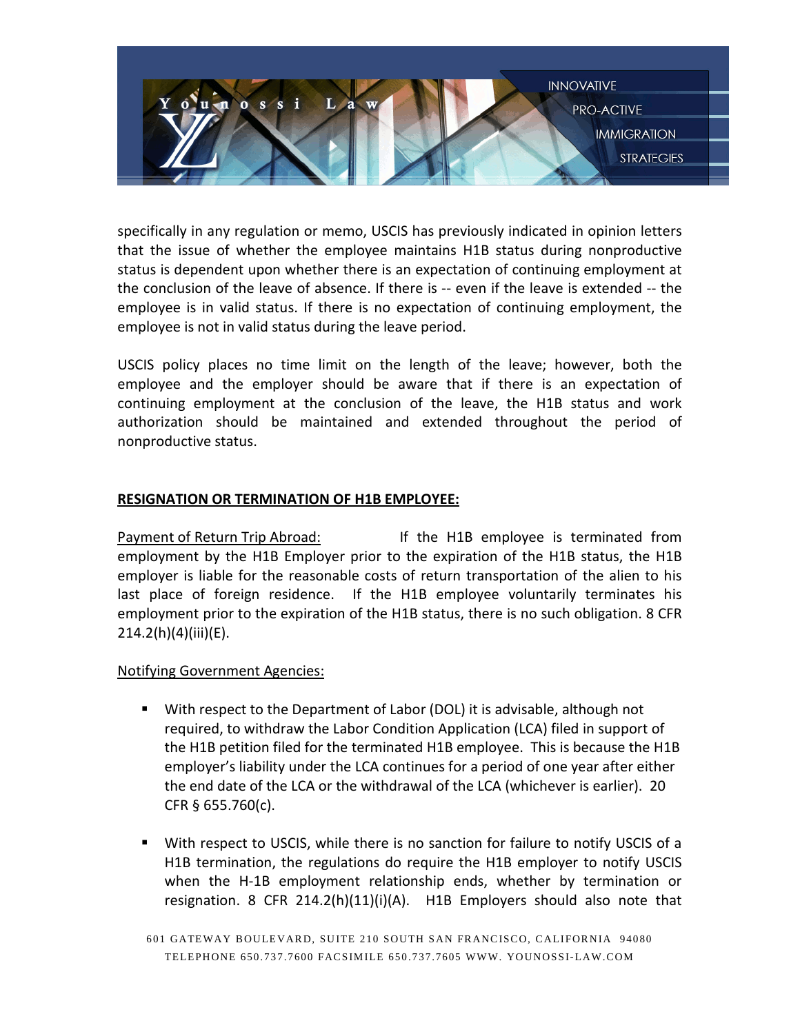specifically in any regulation or memo, USCIS has previously indicated in opinion letters that the issue of whether the employee maintains H1B status during nonproductive status is dependent upon whether there is an expectation of continuing employment at the conclusion of the leave of absence. If there is -- even if the leave is extended -- the employee is in valid status. If there is no expectation of continuing employment, the employee is not in valid status during the leave period.

USCIS policy places no time limit on the length of the leave; however, both the employee and the employer should be aware that if there is an expectation of continuing employment at the conclusion of the leave, the H1B status and work authorization should be maintained and extended throughout the period of nonproductive status.

**RESIGNATION OR TERMINATION OF H1B EMPLOYEE:**

Payment of Return Trip Abroad: If the H1B employee is terminated from employment by the H1B Employer prior to the expiration of the H1B status, the H1B employer is liable for the reasonable costs of return transportation of the alien to his last place of foreign residence. If the H1B employee voluntarily terminates his employment prior to the expiration of the H1B status, there is no such obligation. 8 CFR 214.2(h)(4)(iii)(E).

Notifying Government Agencies:

- With respect to the Department of Labor (DOL) it is advisable, although not required, to withdraw the Labor Condition Application (LCA) filed in support of the H1B petition filed for the terminated H1B employee. This is because the H1B employer's liability under the LCA continues for a period of one year after either the end date of the LCA or the withdrawal of the LCA (whichever is earlier). 20 CFR § 655.760(c).

- With respect to USCIS, while there is no sanction for failure to notify USCIS of a H1B termination, the regulations do require the H1B employer to notify USCIS when the H-1B employment relationship ends, whether by termination or resignation. 8 CFR 214.2(h)(11)(i)(A). H1B Employers should also note that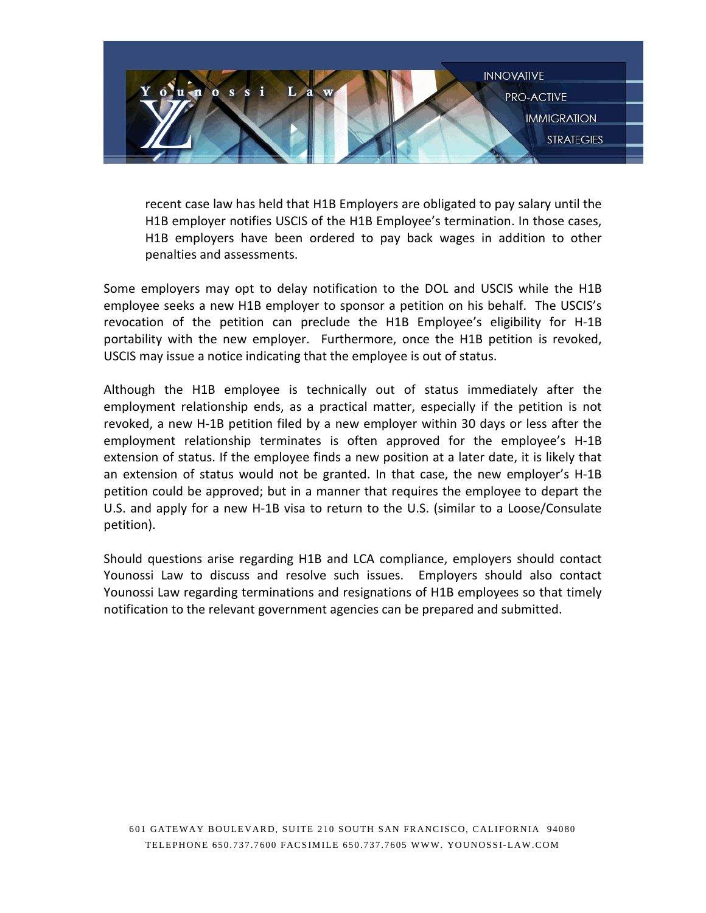recent case law has held that H1B Employers are obligated to pay salary until the H1B employer notifies USCIS of the H1B Employee's termination. In those cases, H1B employers have been ordered to pay back wages in addition to other penalties and assessments.

Some employers may opt to delay notification to the DOL and USCIS while the H1B employee seeks a new H1B employer to sponsor a petition on his behalf. The USCIS's revocation of the petition can preclude the H1B Employee's eligibility for H-1B portability with the new employer. Furthermore, once the H1B petition is revoked, USCIS may issue a notice indicating that the employee is out of status.

Although the H1B employee is technically out of status immediately after the employment relationship ends, as a practical matter, especially if the petition is not revoked, a new H-1B petition filed by a new employer within 30 days or less after the employment relationship terminates is often approved for the employee's H-1B extension of status. If the employee finds a new position at a later date, it is likely that an extension of status would not be granted. In that case, the new employer's H-1B petition could be approved; but in a manner that requires the employee to depart the U.S. and apply for a new H-1B visa to return to the U.S. (similar to a Loose/Consulate petition).

Should questions arise regarding H1B and LCA compliance, employers should contact Younossi Law to discuss and resolve such issues. Employers should also contact Younossi Law regarding terminations and resignations of H1B employees so that timely notification to the relevant government agencies can be prepared and submitted.